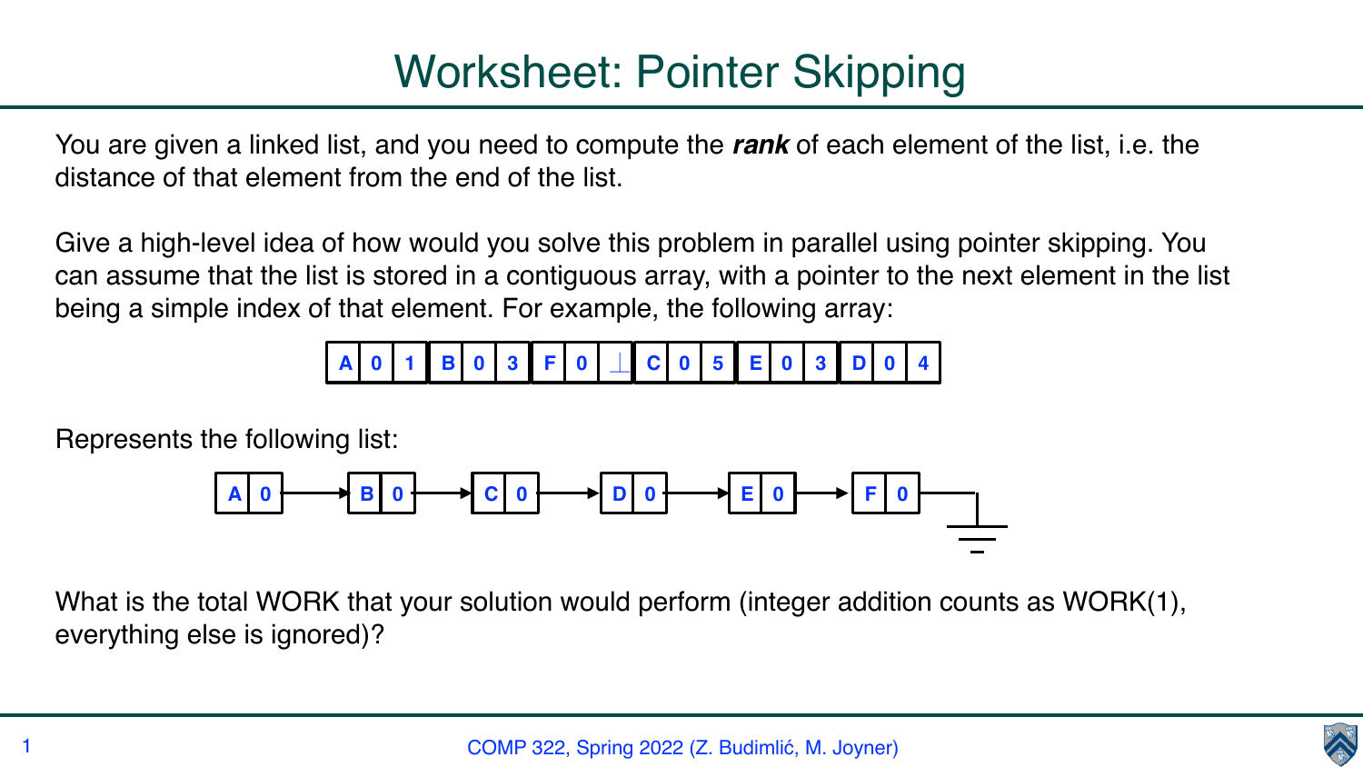# Worksheet: Pointer Skipping

You are given a linked list, and you need to compute the ***rank*** of each element of the list, i.e. the distance of that element from the end of the list.

Give a high-level idea of how would you solve this problem in parallel using pointer skipping. You can assume that the list is stored in a contiguous array, with a pointer to the next element in the list being a simple index of that element. For example, the following array:

| A | 0 | 1 | B | 0 | 3 | F | 0 | ⊥ | C | 0 | 5 | E | 0 | 3 | D | 0 | 4 |
|---|---|---|---|---|---|---|---|---|---|---|---|---|---|---|---|---|---|

Represents the following list:

A 0 → B 0 → C 0 → D 0 → E 0 → F 0 → ⊥

What is the total WORK that your solution would perform (integer addition counts as WORK(1), everything else is ignored)?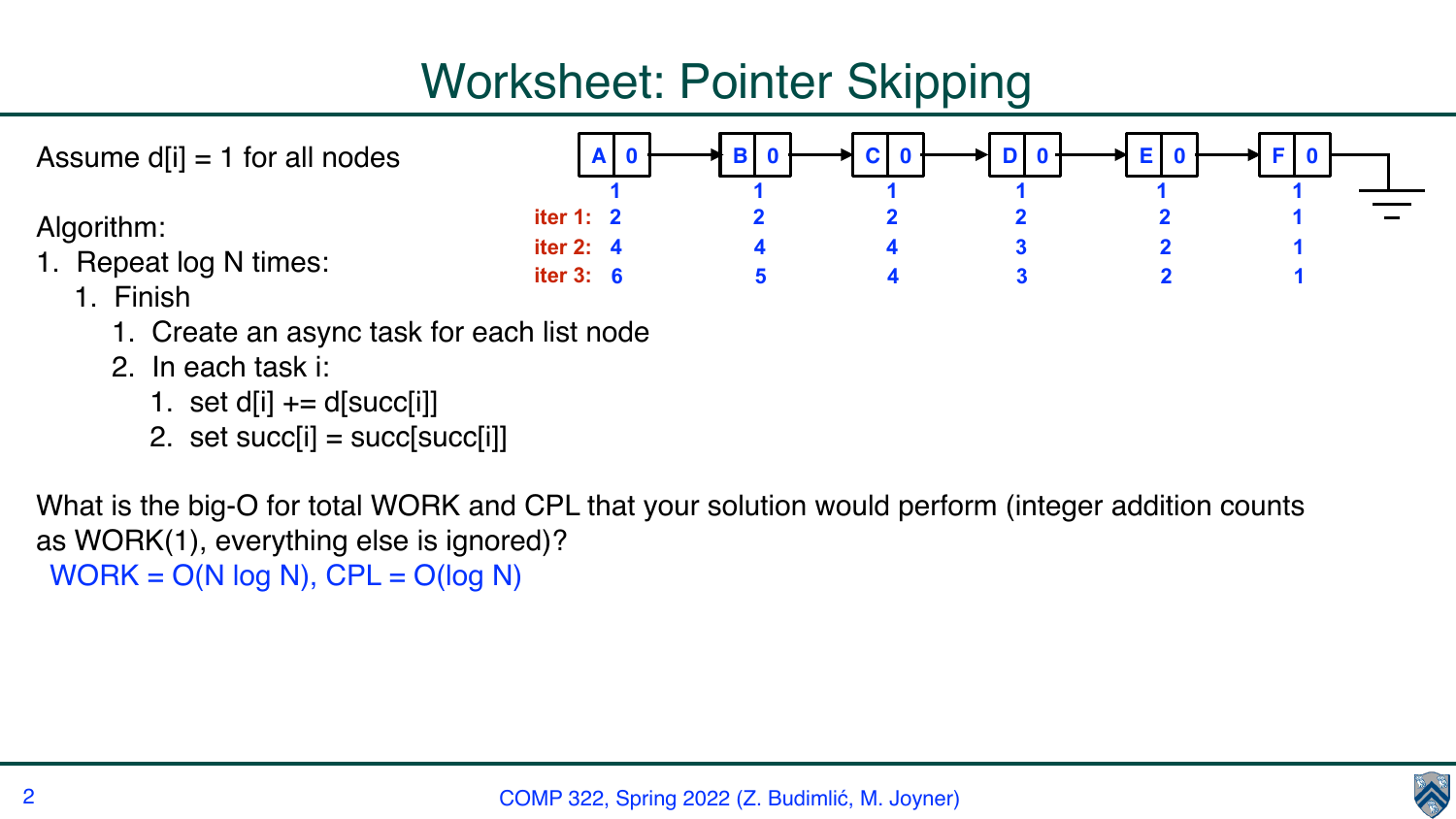# Worksheet: Pointer Skipping

Assume d[i] = 1 for all nodes

A | 0 → B | 0 → C | 0 → D | 0 → E | 0 → F | 0 → (ground)

| | A | B | C | D | E | F |
|---|---|---|---|---|---|---|
| | 1 | 1 | 1 | 1 | 1 | 1 |
| iter 1: | 2 | 2 | 2 | 2 | 2 | 1 |
| iter 2: | 4 | 4 | 4 | 3 | 2 | 1 |
| iter 3: | 6 | 5 | 4 | 3 | 2 | 1 |

Algorithm:

1. Repeat log N times:
    1. Finish
        1. Create an async task for each list node
        2. In each task i:
            1. set d[i] += d[succ[i]]
            2. set succ[i] = succ[succ[i]]

What is the big-O for total WORK and CPL that your solution would perform (integer addition counts as WORK(1), everything else is ignored)?

WORK = O(N log N), CPL = O(log N)